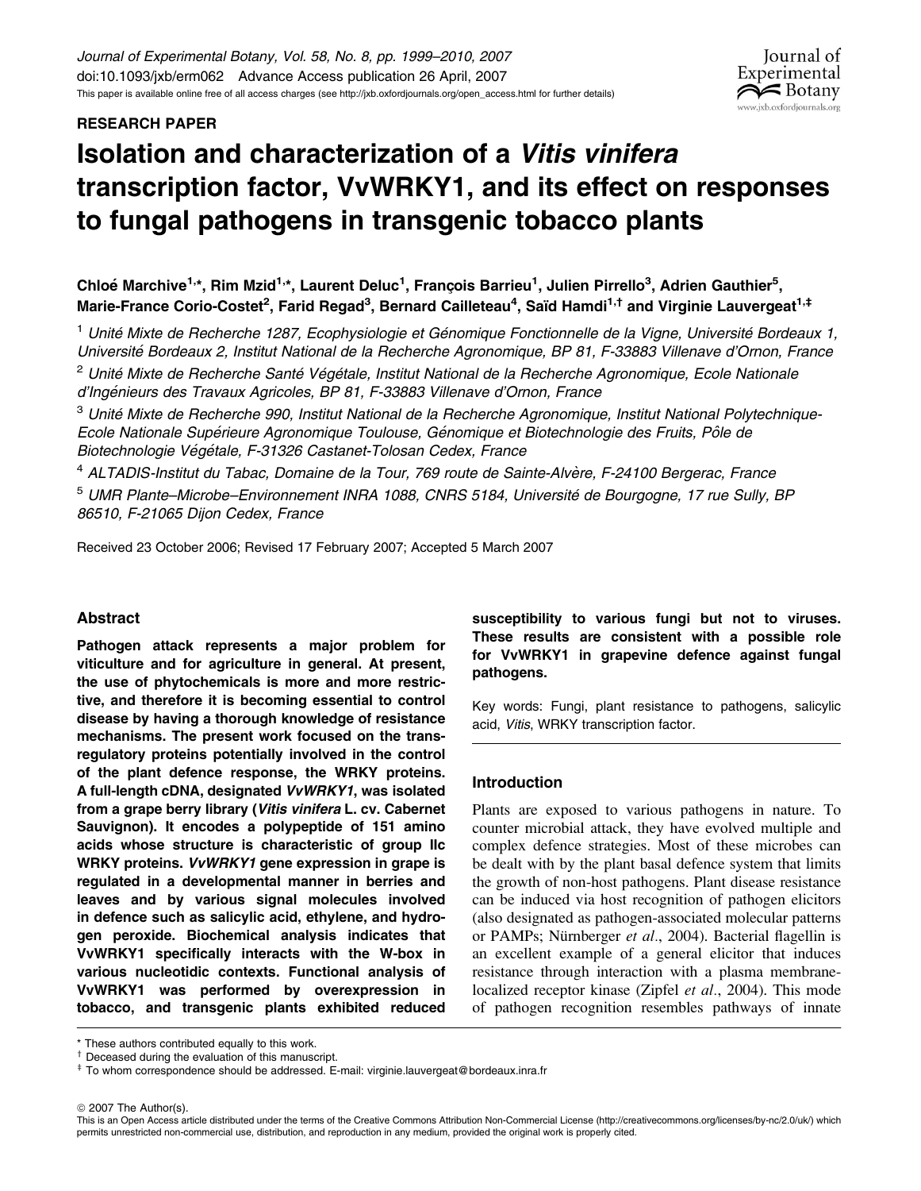RESEARCH PAPER

# Isolation and characterization of a *Vitis vinifera* transcription factor, VvWRKY1, and its effect on responses to fungal pathogens in transgenic tobacco plants

Chloé Marchive[1,*], Rim Mzid[1,*], Laurent Deluc[1], François Barrieu[1], Julien Pirrello[3], Adrien Gauthier[5], Marie-France Corio-Costet[2], Farid Regad[3], Bernard Cailleteau[4], Saïd Hamdi[1,†] and Virginie Lauvergeat[1,‡]

[1] *Unité Mixte de Recherche 1287, Ecophysiologie et Génomique Fonctionnelle de la Vigne, Université Bordeaux 1, Université Bordeaux 2, Institut National de la Recherche Agronomique, BP 81, F-33883 Villenave d'Ornon, France*

[2] *Unité Mixte de Recherche Santé Végétale, Institut National de la Recherche Agronomique, Ecole Nationale d'Ingénieurs des Travaux Agricoles, BP 81, F-33883 Villenave d'Ornon, France*

[3] *Unité Mixte de Recherche 990, Institut National de la Recherche Agronomique, Institut National Polytechnique-Ecole Nationale Supérieure Agronomique Toulouse, Génomique et Biotechnologie des Fruits, Pôle de Biotechnologie Végétale, F-31326 Castanet-Tolosan Cedex, France*

[4] *ALTADIS-Institut du Tabac, Domaine de la Tour, 769 route de Sainte-Alvère, F-24100 Bergerac, France*

[5] *UMR Plante–Microbe–Environnement INRA 1088, CNRS 5184, Université de Bourgogne, 17 rue Sully, BP 86510, F-21065 Dijon Cedex, France*

Received 23 October 2006; Revised 17 February 2007; Accepted 5 March 2007

## Abstract

**Pathogen attack represents a major problem for viticulture and for agriculture in general. At present, the use of phytochemicals is more and more restrictive, and therefore it is becoming essential to control disease by having a thorough knowledge of resistance mechanisms. The present work focused on the trans-regulatory proteins potentially involved in the control of the plant defence response, the WRKY proteins. A full-length cDNA, designated *VvWRKY1*, was isolated from a grape berry library (*Vitis vinifera* L. cv. Cabernet Sauvignon). It encodes a polypeptide of 151 amino acids whose structure is characteristic of group IIc WRKY proteins. *VvWRKY1* gene expression in grape is regulated in a developmental manner in berries and leaves and by various signal molecules involved in defence such as salicylic acid, ethylene, and hydrogen peroxide. Biochemical analysis indicates that VvWRKY1 specifically interacts with the W-box in various nucleotidic contexts. Functional analysis of VvWRKY1 was performed by overexpression in tobacco, and transgenic plants exhibited reduced susceptibility to various fungi but not to viruses. These results are consistent with a possible role for VvWRKY1 in grapevine defence against fungal pathogens.**

Key words: Fungi, plant resistance to pathogens, salicylic acid, *Vitis*, WRKY transcription factor.

## Introduction

Plants are exposed to various pathogens in nature. To counter microbial attack, they have evolved multiple and complex defence strategies. Most of these microbes can be dealt with by the plant basal defence system that limits the growth of non-host pathogens. Plant disease resistance can be induced via host recognition of pathogen elicitors (also designated as pathogen-associated molecular patterns or PAMPs; Nürnberger *et al*., 2004). Bacterial flagellin is an excellent example of a general elicitor that induces resistance through interaction with a plasma membrane-localized receptor kinase (Zipfel *et al*., 2004). This mode of pathogen recognition resembles pathways of innate

---

\* These authors contributed equally to this work.

† Deceased during the evaluation of this manuscript.

‡ To whom correspondence should be addressed. E-mail: virginie.lauvergeat@bordeaux.inra.fr

© 2007 The Author(s).

This is an Open Access article distributed under the terms of the Creative Commons Attribution Non-Commercial License (http://creativecommons.org/licenses/by-nc/2.0/uk/) which permits unrestricted non-commercial use, distribution, and reproduction in any medium, provided the original work is properly cited.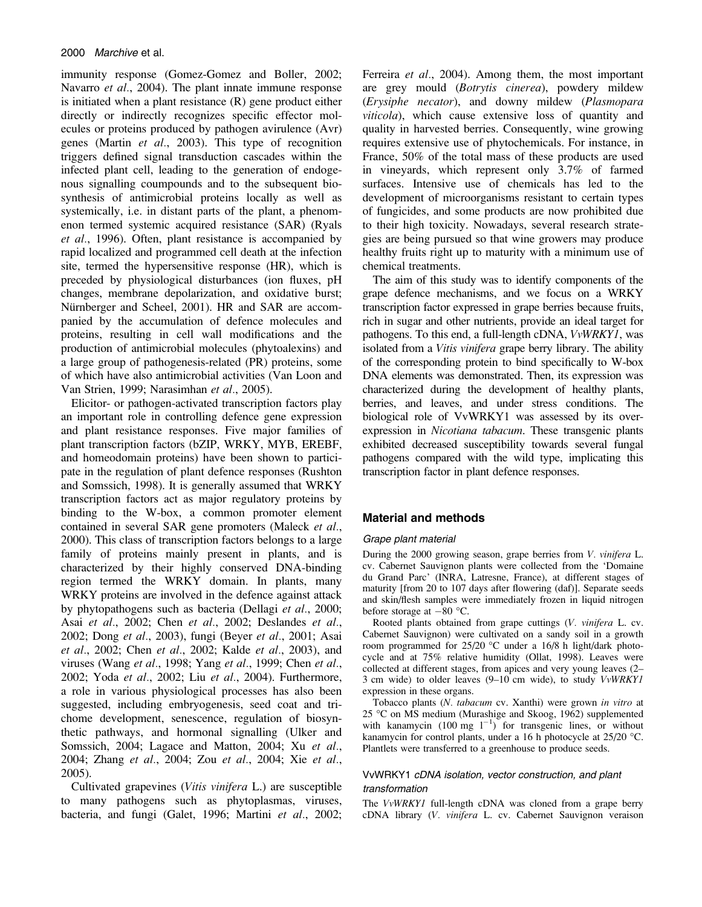immunity response (Gomez-Gomez and Boller, 2002; Navarro *et al*., 2004). The plant innate immune response is initiated when a plant resistance (R) gene product either directly or indirectly recognizes specific effector molecules or proteins produced by pathogen avirulence (Avr) genes (Martin *et al*., 2003). This type of recognition triggers defined signal transduction cascades within the infected plant cell, leading to the generation of endogenous signalling coumpounds and to the subsequent biosynthesis of antimicrobial proteins locally as well as systemically, i.e. in distant parts of the plant, a phenomenon termed systemic acquired resistance (SAR) (Ryals *et al*., 1996). Often, plant resistance is accompanied by rapid localized and programmed cell death at the infection site, termed the hypersensitive response (HR), which is preceded by physiological disturbances (ion fluxes, pH changes, membrane depolarization, and oxidative burst; Nürnberger and Scheel, 2001). HR and SAR are accompanied by the accumulation of defence molecules and proteins, resulting in cell wall modifications and the production of antimicrobial molecules (phytoalexins) and a large group of pathogenesis-related (PR) proteins, some of which have also antimicrobial activities (Van Loon and Van Strien, 1999; Narasimhan *et al*., 2005).

Elicitor- or pathogen-activated transcription factors play an important role in controlling defence gene expression and plant resistance responses. Five major families of plant transcription factors (bZIP, WRKY, MYB, EREBF, and homeodomain proteins) have been shown to participate in the regulation of plant defence responses (Rushton and Somssich, 1998). It is generally assumed that WRKY transcription factors act as major regulatory proteins by binding to the W-box, a common promoter element contained in several SAR gene promoters (Maleck *et al*., 2000). This class of transcription factors belongs to a large family of proteins mainly present in plants, and is characterized by their highly conserved DNA-binding region termed the WRKY domain. In plants, many WRKY proteins are involved in the defence against attack by phytopathogens such as bacteria (Dellagi *et al*., 2000; Asai *et al*., 2002; Chen *et al*., 2002; Deslandes *et al*., 2002; Dong *et al*., 2003), fungi (Beyer *et al*., 2001; Asai *et al*., 2002; Chen *et al*., 2002; Kalde *et al*., 2003), and viruses (Wang *et al*., 1998; Yang *et al*., 1999; Chen *et al*., 2002; Yoda *et al*., 2002; Liu *et al*., 2004). Furthermore, a role in various physiological processes has also been suggested, including embryogenesis, seed coat and trichome development, senescence, regulation of biosynthetic pathways, and hormonal signalling (Ulker and Somssich, 2004; Lagace and Matton, 2004; Xu *et al*., 2004; Zhang *et al*., 2004; Zou *et al*., 2004; Xie *et al*., 2005).

Cultivated grapevines (*Vitis vinifera* L.) are susceptible to many pathogens such as phytoplasmas, viruses, bacteria, and fungi (Galet, 1996; Martini *et al*., 2002; Ferreira *et al*., 2004). Among them, the most important are grey mould (*Botrytis cinerea*), powdery mildew (*Erysiphe necator*), and downy mildew (*Plasmopara viticola*), which cause extensive loss of quantity and quality in harvested berries. Consequently, wine growing requires extensive use of phytochemicals. For instance, in France, 50% of the total mass of these products are used in vineyards, which represent only 3.7% of farmed surfaces. Intensive use of chemicals has led to the development of microorganisms resistant to certain types of fungicides, and some products are now prohibited due to their high toxicity. Nowadays, several research strategies are being pursued so that wine growers may produce healthy fruits right up to maturity with a minimum use of chemical treatments.

The aim of this study was to identify components of the grape defence mechanisms, and we focus on a WRKY transcription factor expressed in grape berries because fruits, rich in sugar and other nutrients, provide an ideal target for pathogens. To this end, a full-length cDNA, *VvWRKY1*, was isolated from a *Vitis vinifera* grape berry library. The ability of the corresponding protein to bind specifically to W-box DNA elements was demonstrated. Then, its expression was characterized during the development of healthy plants, berries, and leaves, and under stress conditions. The biological role of VvWRKY1 was assessed by its overexpression in *Nicotiana tabacum*. These transgenic plants exhibited decreased susceptibility towards several fungal pathogens compared with the wild type, implicating this transcription factor in plant defence responses.

## Material and methods

### Grape plant material

During the 2000 growing season, grape berries from *V. vinifera* L. cv. Cabernet Sauvignon plants were collected from the 'Domaine du Grand Parc' (INRA, Latresne, France), at different stages of maturity [from 20 to 107 days after flowering (daf)]. Separate seeds and skin/flesh samples were immediately frozen in liquid nitrogen before storage at −80 °C.

Rooted plants obtained from grape cuttings (*V. vinifera* L. cv. Cabernet Sauvignon) were cultivated on a sandy soil in a growth room programmed for 25/20 °C under a 16/8 h light/dark photocycle and at 75% relative humidity (Ollat, 1998). Leaves were collected at different stages, from apices and very young leaves (2–3 cm wide) to older leaves (9–10 cm wide), to study *VvWRKY1* expression in these organs.

Tobacco plants (*N. tabacum* cv. Xanthi) were grown *in vitro* at 25 °C on MS medium (Murashige and Skoog, 1962) supplemented with kanamycin (100 mg $l^{-1}$) for transgenic lines, or without kanamycin for control plants, under a 16 h photocycle at 25/20 °C. Plantlets were transferred to a greenhouse to produce seeds.

### VvWRKY1 *cDNA isolation, vector construction, and plant transformation*

The *VvWRKY1* full-length cDNA was cloned from a grape berry cDNA library (*V. vinifera* L. cv. Cabernet Sauvignon veraison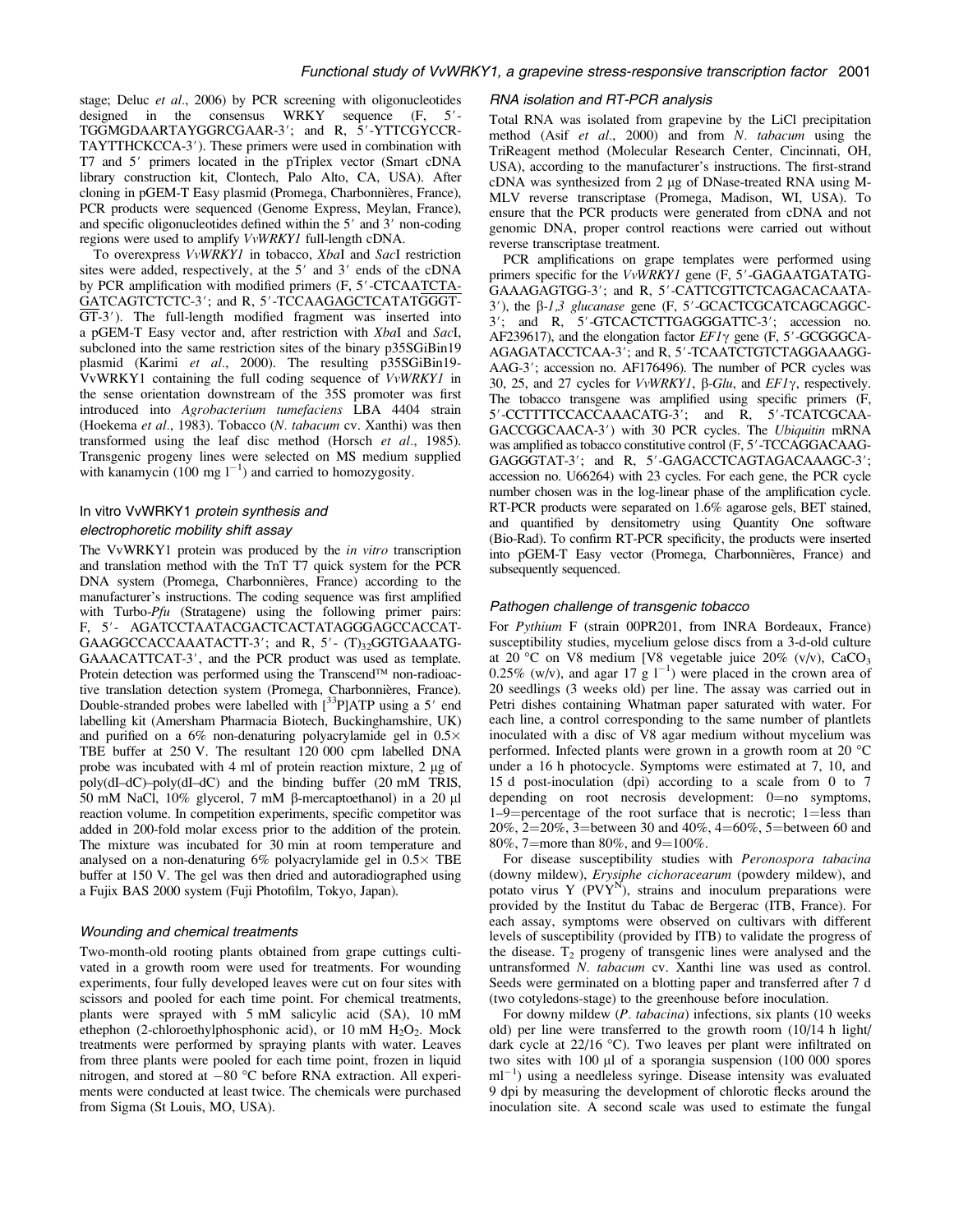stage; Deluc *et al.*, 2006) by PCR screening with oligonucleotides designed in the consensus WRKY sequence (F, 5′-TGGMGDAARTAYGGRCGAAR-3′; and R, 5′-YTTCGYCCR-TAYTTHCKCCA-3′). These primers were used in combination with T7 and 5′ primers located in the pTriplex vector (Smart cDNA library construction kit, Clontech, Palo Alto, CA, USA). After cloning in pGEM-T Easy plasmid (Promega, Charbonnières, France), PCR products were sequenced (Genome Express, Meylan, France), and specific oligonucleotides defined within the 5′ and 3′ non-coding regions were used to amplify *VvWRKY1* full-length cDNA.

To overexpress *VvWRKY1* in tobacco, *Xba*I and *Sac*I restriction sites were added, respectively, at the 5′ and 3′ ends of the cDNA by PCR amplification with modified primers (F, 5′-CTCAATCTA-GATCAGTCTCTC-3′; and R, 5′-TCCAAGAGCTCATATGGGT-GT-3′). The full-length modified fragment was inserted into a pGEM-T Easy vector and, after restriction with *Xba*I and *Sac*I, subcloned into the same restriction sites of the binary p35SGiBin19 plasmid (Karimi *et al.*, 2000). The resulting p35SGiBin19-VvWRKY1 containing the full coding sequence of *VvWRKY1* in the sense orientation downstream of the 35S promoter was first introduced into *Agrobacterium tumefaciens* LBA 4404 strain (Hoekema *et al.*, 1983). Tobacco (*N. tabacum* cv. Xanthi) was then transformed using the leaf disc method (Horsch *et al.*, 1985). Transgenic progeny lines were selected on MS medium supplied with kanamycin (100 mg $l^{-1}$) and carried to homozygosity.

### In vitro VvWRKY1 *protein synthesis and electrophoretic mobility shift assay*

The VvWRKY1 protein was produced by the *in vitro* transcription and translation method with the TnT T7 quick system for the PCR DNA system (Promega, Charbonnières, France) according to the manufacturer's instructions. The coding sequence was first amplified with Turbo-*Pfu* (Stratagene) using the following primer pairs: F, 5′- AGATCCTAATACGACTCACTATAGGGAGCCACCAT-GAAGGCCACCAAATACTT-3′; and R, 5′- $(T)_{32}$GGTGAAATG-GAAACATTCAT-3′, and the PCR product was used as template. Protein detection was performed using the Transcend™ non-radioactive translation detection system (Promega, Charbonnières, France). Double-stranded probes were labelled with [$^{33}$P]ATP using a 5′ end labelling kit (Amersham Pharmacia Biotech, Buckinghamshire, UK) and purified on a 6% non-denaturing polyacrylamide gel in 0.5× TBE buffer at 250 V. The resultant 120 000 cpm labelled DNA probe was incubated with 4 ml of protein reaction mixture, 2 μg of poly(dI–dC)–poly(dI–dC) and the binding buffer (20 mM TRIS, 50 mM NaCl, 10% glycerol, 7 mM β-mercaptoethanol) in a 20 μl reaction volume. In competition experiments, specific competitor was added in 200-fold molar excess prior to the addition of the protein. The mixture was incubated for 30 min at room temperature and analysed on a non-denaturing 6% polyacrylamide gel in 0.5× TBE buffer at 150 V. The gel was then dried and autoradiographed using a Fujix BAS 2000 system (Fuji Photofilm, Tokyo, Japan).

### *Wounding and chemical treatments*

Two-month-old rooting plants obtained from grape cuttings cultivated in a growth room were used for treatments. For wounding experiments, four fully developed leaves were cut on four sites with scissors and pooled for each time point. For chemical treatments, plants were sprayed with 5 mM salicylic acid (SA), 10 mM ethephon (2-chloroethylphosphonic acid), or 10 mM $H_2O_2$. Mock treatments were performed by spraying plants with water. Leaves from three plants were pooled for each time point, frozen in liquid nitrogen, and stored at −80 °C before RNA extraction. All experiments were conducted at least twice. The chemicals were purchased from Sigma (St Louis, MO, USA).

### *RNA isolation and RT-PCR analysis*

Total RNA was isolated from grapevine by the LiCl precipitation method (Asif *et al.*, 2000) and from *N. tabacum* using the TriReagent method (Molecular Research Center, Cincinnati, OH, USA), according to the manufacturer's instructions. The first-strand cDNA was synthesized from 2 μg of DNase-treated RNA using M-MLV reverse transcriptase (Promega, Madison, WI, USA). To ensure that the PCR products were generated from cDNA and not genomic DNA, proper control reactions were carried out without reverse transcriptase treatment.

PCR amplifications on grape templates were performed using primers specific for the *VvWRKY1* gene (F, 5′-GAGAATGATATG-GAAAGAGTGG-3′; and R, 5′-CATTCGTTCTCAGACACAATA-3′), the β-*1,3 glucanase* gene (F, 5′-GCACTCGCATCAGCAGGC-3′; and R, 5′-GTCACTCTTGAGGGATTC-3′; accession no. AF239617), and the elongation factor *EF1γ* gene (F, 5′-GCGGGCA-AGAGATACCTCAA-3′; and R, 5′-TCAATCTGTCTAGGAAAGG-AAG-3′; accession no. AF176496). The number of PCR cycles was 30, 25, and 27 cycles for *VvWRKY1*, β-*Glu*, and *EF1γ*, respectively. The tobacco transgene was amplified using specific primers (F, 5′-CCTTTTCCACCAAACATG-3′; and R, 5′-TCATCGCAA-GACCGGCAACA-3′) with 30 PCR cycles. The *Ubiquitin* mRNA was amplified as tobacco constitutive control (F, 5′-TCCAGGACAAG-GAGGGTAT-3′; and R, 5′-GAGACCTCAGTAGACAAAGC-3′; accession no. U66264) with 23 cycles. For each gene, the PCR cycle number chosen was in the log-linear phase of the amplification cycle. RT-PCR products were separated on 1.6% agarose gels, BET stained, and quantified by densitometry using Quantity One software (Bio-Rad). To confirm RT-PCR specificity, the products were inserted into pGEM-T Easy vector (Promega, Charbonnières, France) and subsequently sequenced.

### *Pathogen challenge of transgenic tobacco*

For *Pythium* F (strain 00PR201, from INRA Bordeaux, France) susceptibility studies, mycelium gelose discs from a 3-d-old culture at 20 °C on V8 medium [V8 vegetable juice 20% (v/v), $CaCO_3$ 0.25% (w/v), and agar 17 g $l^{-1}$) were placed in the crown area of 20 seedlings (3 weeks old) per line. The assay was carried out in Petri dishes containing Whatman paper saturated with water. For each line, a control corresponding to the same number of plantlets inoculated with a disc of V8 agar medium without mycelium was performed. Infected plants were grown in a growth room at 20 °C under a 16 h photocycle. Symptoms were estimated at 7, 10, and 15 d post-inoculation (dpi) according to a scale from 0 to 7 depending on root necrosis development: 0=no symptoms, 1–9=percentage of the root surface that is necrotic; 1=less than 20%, 2=20%, 3=between 30 and 40%, 4=60%, 5=between 60 and 80%, 7=more than 80%, and 9=100%.

For disease susceptibility studies with *Peronospora tabacina* (downy mildew), *Erysiphe cichoracearum* (powdery mildew), and potato virus Y ($PVY^N$), strains and inoculum preparations were provided by the Institut du Tabac de Bergerac (ITB, France). For each assay, symptoms were observed on cultivars with different levels of susceptibility (provided by ITB) to validate the progress of the disease. $T_2$ progeny of transgenic lines were analysed and the untransformed *N. tabacum* cv. Xanthi line was used as control. Seeds were germinated on a blotting paper and transferred after 7 d (two cotyledons-stage) to the greenhouse before inoculation.

For downy mildew (*P. tabacina*) infections, six plants (10 weeks old) per line were transferred to the growth room (10/14 h light/dark cycle at 22/16 °C). Two leaves per plant were infiltrated on two sites with 100 μl of a sporangia suspension (100 000 spores $ml^{-1}$) using a needleless syringe. Disease intensity was evaluated 9 dpi by measuring the development of chlorotic flecks around the inoculation site. A second scale was used to estimate the fungal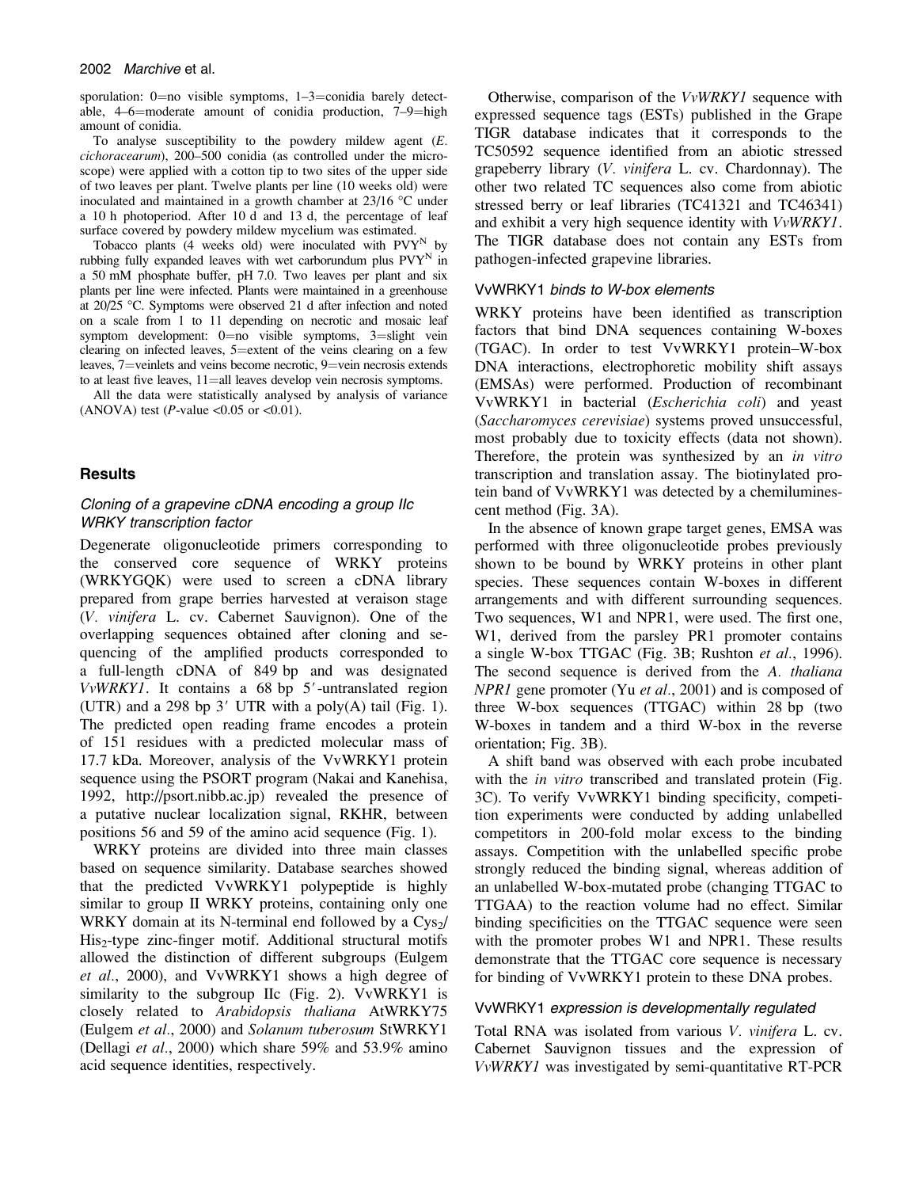sporulation: 0=no visible symptoms, 1–3=conidia barely detectable, 4–6=moderate amount of conidia production, 7–9=high amount of conidia.

To analyse susceptibility to the powdery mildew agent (*E. cichoracearum*), 200–500 conidia (as controlled under the microscope) were applied with a cotton tip to two sites of the upper side of two leaves per plant. Twelve plants per line (10 weeks old) were inoculated and maintained in a growth chamber at 23/16 °C under a 10 h photoperiod. After 10 d and 13 d, the percentage of leaf surface covered by powdery mildew mycelium was estimated.

Tobacco plants (4 weeks old) were inoculated with $PVY^N$ by rubbing fully expanded leaves with wet carborundum plus $PVY^N$ in a 50 mM phosphate buffer, pH 7.0. Two leaves per plant and six plants per line were infected. Plants were maintained in a greenhouse at 20/25 °C. Symptoms were observed 21 d after infection and noted on a scale from 1 to 11 depending on necrotic and mosaic leaf symptom development: 0=no visible symptoms, 3=slight vein clearing on infected leaves, 5=extent of the veins clearing on a few leaves, 7=veinlets and veins become necrotic, 9=vein necrosis extends to at least five leaves, 11=all leaves develop vein necrosis symptoms.

All the data were statistically analysed by analysis of variance (ANOVA) test ($P$-value <0.05 or <0.01).

## Results

### *Cloning of a grapevine cDNA encoding a group IIc WRKY transcription factor*

Degenerate oligonucleotide primers corresponding to the conserved core sequence of WRKY proteins (WRKYGQK) were used to screen a cDNA library prepared from grape berries harvested at veraison stage (*V. vinifera* L. cv. Cabernet Sauvignon). One of the overlapping sequences obtained after cloning and sequencing of the amplified products corresponded to a full-length cDNA of 849 bp and was designated *VvWRKY1*. It contains a 68 bp 5′-untranslated region (UTR) and a 298 bp 3′ UTR with a poly(A) tail (Fig. 1). The predicted open reading frame encodes a protein of 151 residues with a predicted molecular mass of 17.7 kDa. Moreover, analysis of the VvWRKY1 protein sequence using the PSORT program (Nakai and Kanehisa, 1992, http://psort.nibb.ac.jp) revealed the presence of a putative nuclear localization signal, RKHR, between positions 56 and 59 of the amino acid sequence (Fig. 1).

WRKY proteins are divided into three main classes based on sequence similarity. Database searches showed that the predicted VvWRKY1 polypeptide is highly similar to group II WRKY proteins, containing only one WRKY domain at its N-terminal end followed by a $Cys_2$/$His_2$-type zinc-finger motif. Additional structural motifs allowed the distinction of different subgroups (Eulgem *et al.*, 2000), and VvWRKY1 shows a high degree of similarity to the subgroup IIc (Fig. 2). VvWRKY1 is closely related to *Arabidopsis thaliana* AtWRKY75 (Eulgem *et al.*, 2000) and *Solanum tuberosum* StWRKY1 (Dellagi *et al.*, 2000) which share 59% and 53.9% amino acid sequence identities, respectively.

Otherwise, comparison of the *VvWRKY1* sequence with expressed sequence tags (ESTs) published in the Grape TIGR database indicates that it corresponds to the TC50592 sequence identified from an abiotic stressed grapeberry library (*V. vinifera* L. cv. Chardonnay). The other two related TC sequences also come from abiotic stressed berry or leaf libraries (TC41321 and TC46341) and exhibit a very high sequence identity with *VvWRKY1*. The TIGR database does not contain any ESTs from pathogen-infected grapevine libraries.

### *VvWRKY1 binds to W-box elements*

WRKY proteins have been identified as transcription factors that bind DNA sequences containing W-boxes (TGAC). In order to test VvWRKY1 protein–W-box DNA interactions, electrophoretic mobility shift assays (EMSAs) were performed. Production of recombinant VvWRKY1 in bacterial (*Escherichia coli*) and yeast (*Saccharomyces cerevisiae*) systems proved unsuccessful, most probably due to toxicity effects (data not shown). Therefore, the protein was synthesized by an *in vitro* transcription and translation assay. The biotinylated protein band of VvWRKY1 was detected by a chemiluminescent method (Fig. 3A).

In the absence of known grape target genes, EMSA was performed with three oligonucleotide probes previously shown to be bound by WRKY proteins in other plant species. These sequences contain W-boxes in different arrangements and with different surrounding sequences. Two sequences, W1 and NPR1, were used. The first one, W1, derived from the parsley PR1 promoter contains a single W-box TTGAC (Fig. 3B; Rushton *et al.*, 1996). The second sequence is derived from the *A. thaliana NPR1* gene promoter (Yu *et al.*, 2001) and is composed of three W-box sequences (TTGAC) within 28 bp (two W-boxes in tandem and a third W-box in the reverse orientation; Fig. 3B).

A shift band was observed with each probe incubated with the *in vitro* transcribed and translated protein (Fig. 3C). To verify VvWRKY1 binding specificity, competition experiments were conducted by adding unlabelled competitors in 200-fold molar excess to the binding assays. Competition with the unlabelled specific probe strongly reduced the binding signal, whereas addition of an unlabelled W-box-mutated probe (changing TTGAC to TTGAA) to the reaction volume had no effect. Similar binding specificities on the TTGAC sequence were seen with the promoter probes W1 and NPR1. These results demonstrate that the TTGAC core sequence is necessary for binding of VvWRKY1 protein to these DNA probes.

### *VvWRKY1 expression is developmentally regulated*

Total RNA was isolated from various *V. vinifera* L. cv. Cabernet Sauvignon tissues and the expression of *VvWRKY1* was investigated by semi-quantitative RT-PCR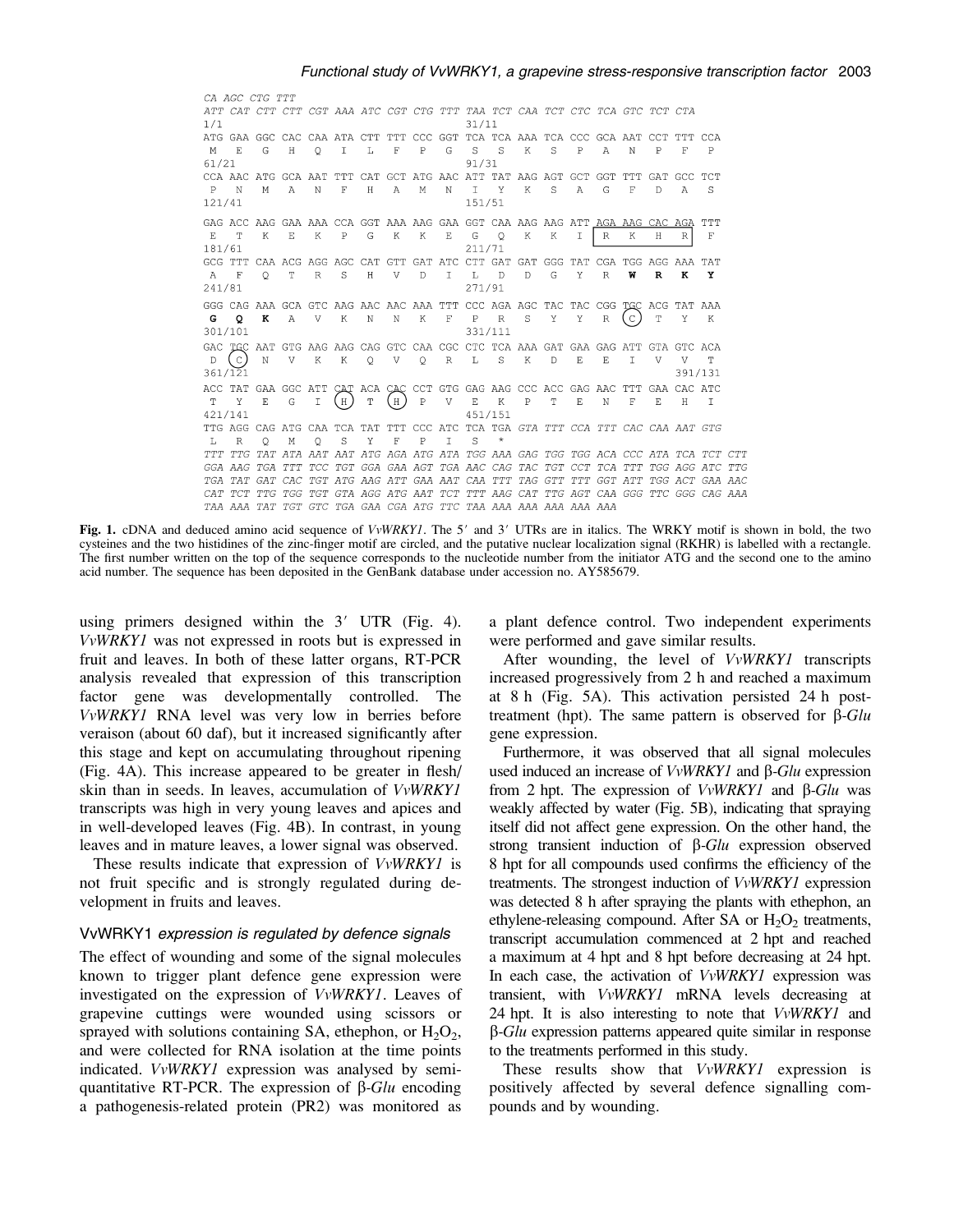```
CA AGC CTG TTT
ATT CAT CTT CTT CGT AAA ATC CGT CTG TTT TAA TCT CAA TCT CTC TCA GTC TCT CTA
1/1                                     31/11
ATG GAA GGC CAC CAA ATA CTT TTT CCC GGT TCA TCA AAA TCA CCC GCA AAT CCT TTT CCA
 M   E   G   H   Q   I   L   F   P   G   S   S   K   S   P   A   N   P   F   P
61/21                                   91/31
CCA AAC ATG GCA AAT TTT CAT GCT ATG AAC ATT TAT AAG AGT GCT GGT TTT GAT GCC TCT
 P   N   M   A   N   F   H   A   M   N   I   Y   K   S   A   G   F   D   A   S
121/41                                  151/51
GAG ACC AAG GAA AAA CCA GGT AAA AAG GAA GGT CAA AAG AAG ATT AGA AAG CAC AGA TTT
 E   T   K   E   K   P   G   K   K   E   G   Q   K   K   I [ R   K   H   R ] F
181/61                                  211/71
GCG TTT CAA ACG AGG AGC CAT GTT GAT ATC CTT GAT GAT GGG TAT CGA TGG AGG AAA TAT
 A   F   Q   T   R   S   H   V   D   I   L   D   D   G   Y   R   W   R   K   Y
241/81                                  271/91
GGG CAG AAA GCA GTC AAG AAC AAC AAA TTT CCC AGA AGC TAC TAC CGG TGC ACG TAT AAA
 G   Q   K   A   V   K   N   N   K   F   P   R   S   Y   Y   R  (C)  T   Y   K
301/101                                 331/111
GAC TGC AAT GTG AAG AAG CAG GTC CAA CGC CTC TCA AAA GAT GAA GAG ATT GTA GTC ACA
 D  (C)  N   V   K   K   Q   V   Q   R   L   S   K   D   E   E   I   V   V   T
361/121                                                                 391/131
ACC TAT GAA GGC ATT CAT ACA CAC CCT GTG GAG AAG CCC ACC GAG AAC TTT GAA CAC ATC
 T   Y   E   G   I  (H)  T  (H)  P   V   E   K   P   T   E   N   F   E   H   I
421/141                                 451/151
TTG AGG CAG ATG CAA TCA TAT TTT CCC ATC TCA TGA GTA TTT CCA TTT CAC CAA AAT GTG
 L   R   Q   M   Q   S   Y   F   P   I   S   *
TTT TTG TAT ATA AAT AAT ATG AGA ATG ATA TGG AAA GAG TGG TGG ACA CCC ATA TCA TCT CTT
GGA AAG TGA TTT TCC TGT GGA GAA AGT TGA AAC CAG TAC TGT CCT TCA TTT TGG AGG ATC TTG
TGA TAT GAT CAC TGT ATG AAG ATT GAA AAT CAA TTT TAG GTT TTT GGT ATT TGG ACT GAA AAC
CAT TCT TTG TGG TGT GTA AGG ATG AAT TCT TTT AAG CAT TTG AGT CAA GGG TTC GGG CAG AAA
TAA AAA TAT TGT GTC TGA GAA CGA ATG TTC TAA AAA AAA AAA AAA
```

**Fig. 1.** cDNA and deduced amino acid sequence of *VvWRKY1*. The 5′ and 3′ UTRs are in italics. The WRKY motif is shown in bold, the two cysteines and the two histidines of the zinc-finger motif are circled, and the putative nuclear localization signal (RKHR) is labelled with a rectangle. The first number written on the top of the sequence corresponds to the nucleotide number from the initiator ATG and the second one to the amino acid number. The sequence has been deposited in the GenBank database under accession no. AY585679.

using primers designed within the 3′ UTR (Fig. 4). *VvWRKY1* was not expressed in roots but is expressed in fruit and leaves. In both of these latter organs, RT-PCR analysis revealed that expression of this transcription factor gene was developmentally controlled. The *VvWRKY1* RNA level was very low in berries before veraison (about 60 daf), but it increased significantly after this stage and kept on accumulating throughout ripening (Fig. 4A). This increase appeared to be greater in flesh/skin than in seeds. In leaves, accumulation of *VvWRKY1* transcripts was high in very young leaves and apices and in well-developed leaves (Fig. 4B). In contrast, in young leaves and in mature leaves, a lower signal was observed.

These results indicate that expression of *VvWRKY1* is not fruit specific and is strongly regulated during development in fruits and leaves.

### VvWRKY1 *expression is regulated by defence signals*

The effect of wounding and some of the signal molecules known to trigger plant defence gene expression were investigated on the expression of *VvWRKY1*. Leaves of grapevine cuttings were wounded using scissors or sprayed with solutions containing SA, ethephon, or $H_2O_2$, and were collected for RNA isolation at the time points indicated. *VvWRKY1* expression was analysed by semi-quantitative RT-PCR. The expression of β-*Glu* encoding a pathogenesis-related protein (PR2) was monitored as a plant defence control. Two independent experiments were performed and gave similar results.

After wounding, the level of *VvWRKY1* transcripts increased progressively from 2 h and reached a maximum at 8 h (Fig. 5A). This activation persisted 24 h post-treatment (hpt). The same pattern is observed for β-*Glu* gene expression.

Furthermore, it was observed that all signal molecules used induced an increase of *VvWRKY1* and β-*Glu* expression from 2 hpt. The expression of *VvWRKY1* and β-*Glu* was weakly affected by water (Fig. 5B), indicating that spraying itself did not affect gene expression. On the other hand, the strong transient induction of β-*Glu* expression observed 8 hpt for all compounds used confirms the efficiency of the treatments. The strongest induction of *VvWRKY1* expression was detected 8 h after spraying the plants with ethephon, an ethylene-releasing compound. After SA or $H_2O_2$ treatments, transcript accumulation commenced at 2 hpt and reached a maximum at 4 hpt and 8 hpt before decreasing at 24 hpt. In each case, the activation of *VvWRKY1* expression was transient, with *VvWRKY1* mRNA levels decreasing at 24 hpt. It is also interesting to note that *VvWRKY1* and β-*Glu* expression patterns appeared quite similar in response to the treatments performed in this study.

These results show that *VvWRKY1* expression is positively affected by several defence signalling compounds and by wounding.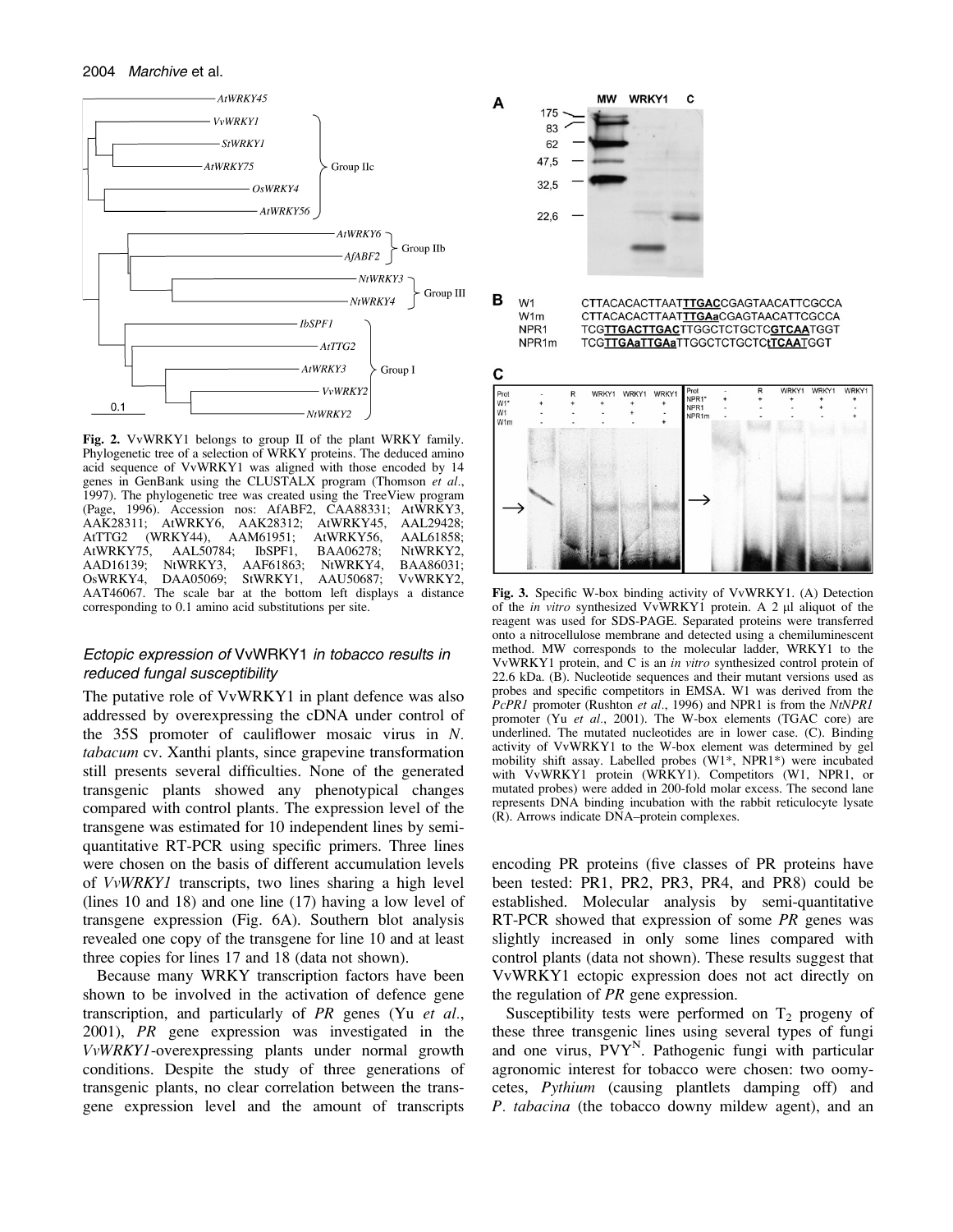**Fig. 2.** VvWRKY1 belongs to group II of the plant WRKY family. Phylogenetic tree of a selection of WRKY proteins. The deduced amino acid sequence of VvWRKY1 was aligned with those encoded by 14 genes in GenBank using the CLUSTALX program (Thomson *et al*., 1997). The phylogenetic tree was created using the TreeView program (Page, 1996). Accession nos: AfABF2, CAA88331; AtWRKY3, AAK28311; AtWRKY6, AAK28312; AtWRKY45, AAL29428; AtTTG2 (WRKY44), AAM61951; AtWRKY56, AAL61858; AtWRKY75, AAL50784; IbSPF1, BAA06278; NtWRKY2, AAD16139; NtWRKY3, AAF61863; NtWRKY4, BAA86031; OsWRKY4, DAA05069; StWRKY1, AAU50687; VvWRKY2, AAT46067. The scale bar at the bottom left displays a distance corresponding to 0.1 amino acid substitutions per site.

**Fig. 3.** Specific W-box binding activity of VvWRKY1. (A) Detection of the *in vitro* synthesized VvWRKY1 protein. A 2 μl aliquot of the reagent was used for SDS-PAGE. Separated proteins were transferred onto a nitrocellulose membrane and detected using a chemiluminescent method. MW corresponds to the molecular ladder, WRKY1 to the VvWRKY1 protein, and C is an *in vitro* synthesized control protein of 22.6 kDa. (B). Nucleotide sequences and their mutant versions used as probes and specific competitors in EMSA. W1 was derived from the *PcPR1* promoter (Rushton *et al*., 1996) and NPR1 is from the *NtNPR1* promoter (Yu *et al*., 2001). The W-box elements (TGAC core) are underlined. The mutated nucleotides are in lower case. (C). Binding activity of VvWRKY1 to the W-box element was determined by gel mobility shift assay. Labelled probes (W1*, NPR1*) were incubated with VvWRKY1 protein (WRKY1). Competitors (W1, NPR1, or mutated probes) were added in 200-fold molar excess. The second lane represents DNA binding incubation with the rabbit reticulocyte lysate (R). Arrows indicate DNA–protein complexes.

### Ectopic expression of VvWRKY1 in tobacco results in reduced fungal susceptibility

The putative role of VvWRKY1 in plant defence was also addressed by overexpressing the cDNA under control of the 35S promoter of cauliflower mosaic virus in *N. tabacum* cv. Xanthi plants, since grapevine transformation still presents several difficulties. None of the generated transgenic plants showed any phenotypical changes compared with control plants. The expression level of the transgene was estimated for 10 independent lines by semi-quantitative RT-PCR using specific primers. Three lines were chosen on the basis of different accumulation levels of *VvWRKY1* transcripts, two lines sharing a high level (lines 10 and 18) and one line (17) having a low level of transgene expression (Fig. 6A). Southern blot analysis revealed one copy of the transgene for line 10 and at least three copies for lines 17 and 18 (data not shown).

Because many WRKY transcription factors have been shown to be involved in the activation of defence gene transcription, and particularly of *PR* genes (Yu *et al*., 2001), *PR* gene expression was investigated in the *VvWRKY1*-overexpressing plants under normal growth conditions. Despite the study of three generations of transgenic plants, no clear correlation between the transgene expression level and the amount of transcripts encoding PR proteins (five classes of PR proteins have been tested: PR1, PR2, PR3, PR4, and PR8) could be established. Molecular analysis by semi-quantitative RT-PCR showed that expression of some *PR* genes was slightly increased in only some lines compared with control plants (data not shown). These results suggest that VvWRKY1 ectopic expression does not act directly on the regulation of *PR* gene expression.

Susceptibility tests were performed on $T_2$ progeny of these three transgenic lines using several types of fungi and one virus, $PVY^N$. Pathogenic fungi with particular agronomic interest for tobacco were chosen: two oomycetes, *Pythium* (causing plantlets damping off) and *P. tabacina* (the tobacco downy mildew agent), and an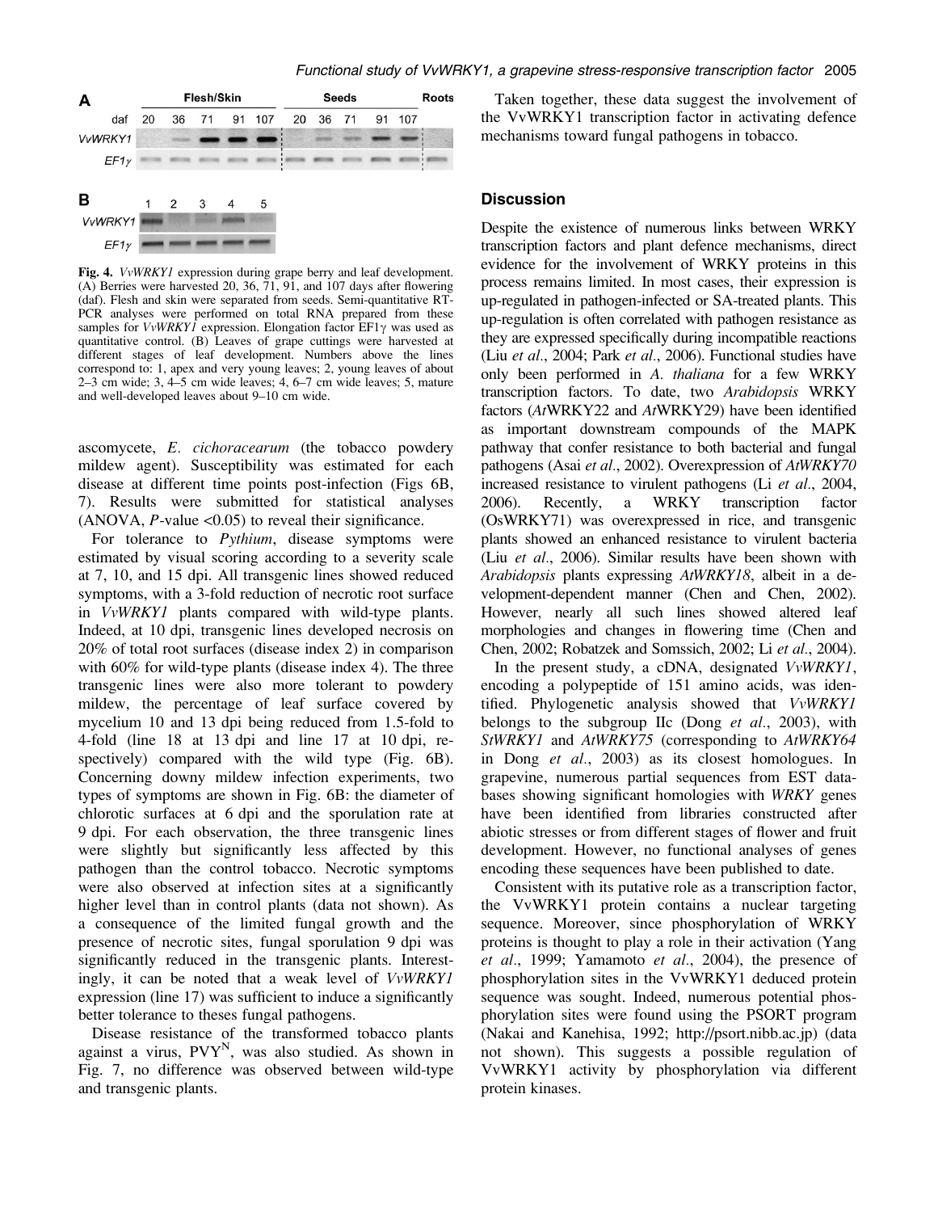**Fig. 4.** *VvWRKY1* expression during grape berry and leaf development. (A) Berries were harvested 20, 36, 71, 91, and 107 days after flowering (daf). Flesh and skin were separated from seeds. Semi-quantitative RT-PCR analyses were performed on total RNA prepared from these samples for *VvWRKY1* expression. Elongation factor EF1γ was used as quantitative control. (B) Leaves of grape cuttings were harvested at different stages of leaf development. Numbers above the lines correspond to: 1, apex and very young leaves; 2, young leaves of about 2–3 cm wide; 3, 4–5 cm wide leaves; 4, 6–7 cm wide leaves; 5, mature and well-developed leaves about 9–10 cm wide.

ascomycete, *E. cichoracearum* (the tobacco powdery mildew agent). Susceptibility was estimated for each disease at different time points post-infection (Figs 6B, 7). Results were submitted for statistical analyses (ANOVA, *P*-value <0.05) to reveal their significance.

For tolerance to *Pythium*, disease symptoms were estimated by visual scoring according to a severity scale at 7, 10, and 15 dpi. All transgenic lines showed reduced symptoms, with a 3-fold reduction of necrotic root surface in *VvWRKY1* plants compared with wild-type plants. Indeed, at 10 dpi, transgenic lines developed necrosis on 20% of total root surfaces (disease index 2) in comparison with 60% for wild-type plants (disease index 4). The three transgenic lines were also more tolerant to powdery mildew, the percentage of leaf surface covered by mycelium 10 and 13 dpi being reduced from 1.5-fold to 4-fold (line 18 at 13 dpi and line 17 at 10 dpi, respectively) compared with the wild type (Fig. 6B). Concerning downy mildew infection experiments, two types of symptoms are shown in Fig. 6B: the diameter of chlorotic surfaces at 6 dpi and the sporulation rate at 9 dpi. For each observation, the three transgenic lines were slightly but significantly less affected by this pathogen than the control tobacco. Necrotic symptoms were also observed at infection sites at a significantly higher level than in control plants (data not shown). As a consequence of the limited fungal growth and the presence of necrotic sites, fungal sporulation 9 dpi was significantly reduced in the transgenic plants. Interestingly, it can be noted that a weak level of *VvWRKY1* expression (line 17) was sufficient to induce a significantly better tolerance to theses fungal pathogens.

Disease resistance of the transformed tobacco plants against a virus, PVY$^{N}$, was also studied. As shown in Fig. 7, no difference was observed between wild-type and transgenic plants.

Taken together, these data suggest the involvement of the VvWRKY1 transcription factor in activating defence mechanisms toward fungal pathogens in tobacco.

## Discussion

Despite the existence of numerous links between WRKY transcription factors and plant defence mechanisms, direct evidence for the involvement of WRKY proteins in this process remains limited. In most cases, their expression is up-regulated in pathogen-infected or SA-treated plants. This up-regulation is often correlated with pathogen resistance as they are expressed specifically during incompatible reactions (Liu *et al*., 2004; Park *et al*., 2006). Functional studies have only been performed in *A. thaliana* for a few WRKY transcription factors. To date, two *Arabidopsis* WRKY factors (*At*WRKY22 and *At*WRKY29) have been identified as important downstream compounds of the MAPK pathway that confer resistance to both bacterial and fungal pathogens (Asai *et al*., 2002). Overexpression of *AtWRKY70* increased resistance to virulent pathogens (Li *et al*., 2004, 2006). Recently, a WRKY transcription factor (OsWRKY71) was overexpressed in rice, and transgenic plants showed an enhanced resistance to virulent bacteria (Liu *et al*., 2006). Similar results have been shown with *Arabidopsis* plants expressing *AtWRKY18*, albeit in a development-dependent manner (Chen and Chen, 2002). However, nearly all such lines showed altered leaf morphologies and changes in flowering time (Chen and Chen, 2002; Robatzek and Somssich, 2002; Li *et al*., 2004).

In the present study, a cDNA, designated *VvWRKY1*, encoding a polypeptide of 151 amino acids, was identified. Phylogenetic analysis showed that *VvWRKY1* belongs to the subgroup IIc (Dong *et al*., 2003), with *StWRKY1* and *AtWRKY75* (corresponding to *AtWRKY64* in Dong *et al*., 2003) as its closest homologues. In grapevine, numerous partial sequences from EST databases showing significant homologies with *WRKY* genes have been identified from libraries constructed after abiotic stresses or from different stages of flower and fruit development. However, no functional analyses of genes encoding these sequences have been published to date.

Consistent with its putative role as a transcription factor, the VvWRKY1 protein contains a nuclear targeting sequence. Moreover, since phosphorylation of WRKY proteins is thought to play a role in their activation (Yang *et al*., 1999; Yamamoto *et al*., 2004), the presence of phosphorylation sites in the VvWRKY1 deduced protein sequence was sought. Indeed, numerous potential phosphorylation sites were found using the PSORT program (Nakai and Kanehisa, 1992; http://psort.nibb.ac.jp) (data not shown). This suggests a possible regulation of VvWRKY1 activity by phosphorylation via different protein kinases.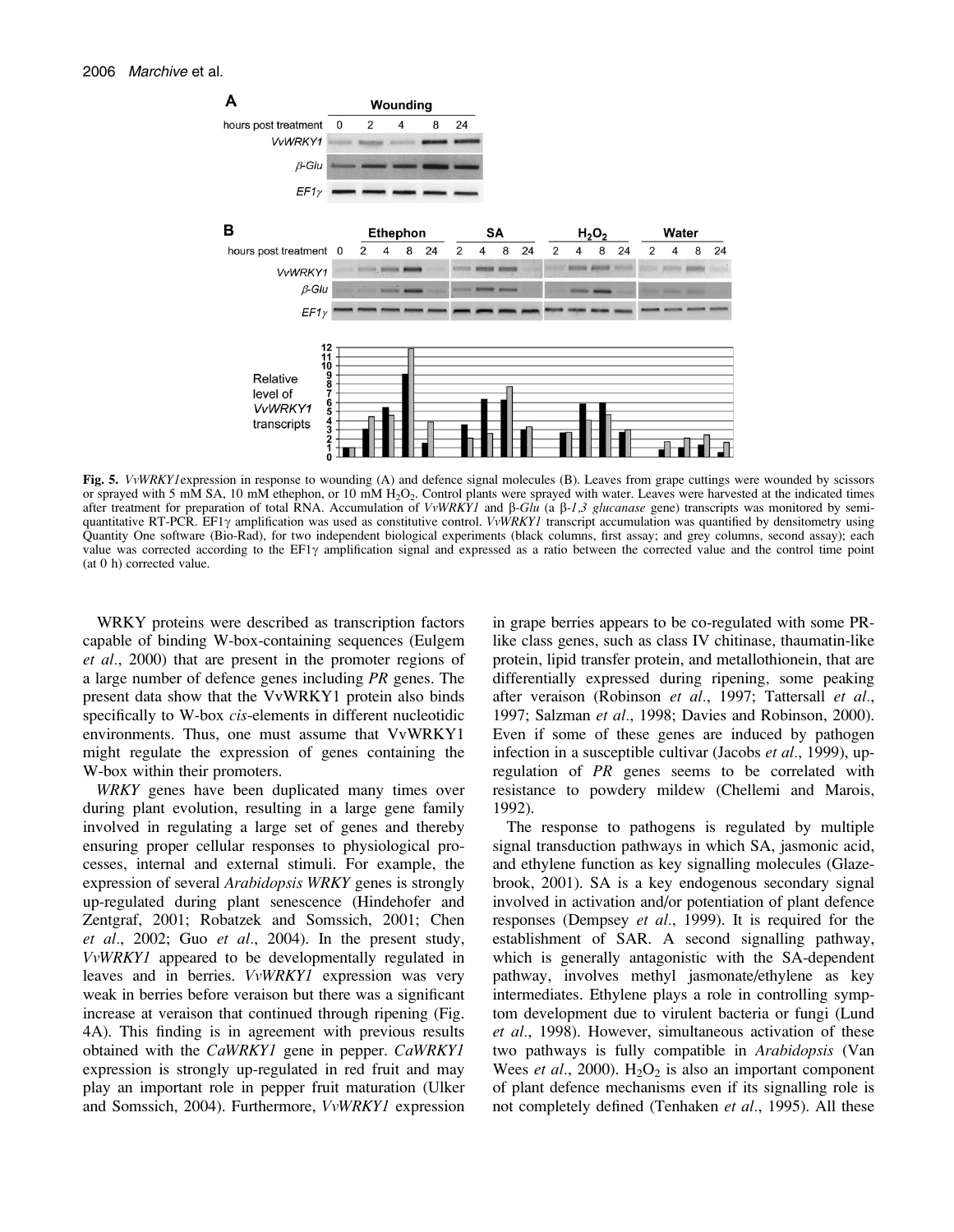**Fig. 5.** *VvWRKY1* expression in response to wounding (A) and defence signal molecules (B). Leaves from grape cuttings were wounded by scissors or sprayed with 5 mM SA, 10 mM ethephon, or 10 mM $H_2O_2$. Control plants were sprayed with water. Leaves were harvested at the indicated times after treatment for preparation of total RNA. Accumulation of *VvWRKY1* and β-*Glu* (a β-*1,3 glucanase* gene) transcripts was monitored by semi-quantitative RT-PCR. EF1γ amplification was used as constitutive control. *VvWRKY1* transcript accumulation was quantified by densitometry using Quantity One software (Bio-Rad), for two independent biological experiments (black columns, first assay; and grey columns, second assay); each value was corrected according to the EF1γ amplification signal and expressed as a ratio between the corrected value and the control time point (at 0 h) corrected value.

WRKY proteins were described as transcription factors capable of binding W-box-containing sequences (Eulgem *et al*., 2000) that are present in the promoter regions of a large number of defence genes including *PR* genes. The present data show that the VvWRKY1 protein also binds specifically to W-box *cis*-elements in different nucleotidic environments. Thus, one must assume that VvWRKY1 might regulate the expression of genes containing the W-box within their promoters.

*WRKY* genes have been duplicated many times over during plant evolution, resulting in a large gene family involved in regulating a large set of genes and thereby ensuring proper cellular responses to physiological processes, internal and external stimuli. For example, the expression of several *Arabidopsis WRKY* genes is strongly up-regulated during plant senescence (Hindehofer and Zentgraf, 2001; Robatzek and Somssich, 2001; Chen *et al*., 2002; Guo *et al*., 2004). In the present study, *VvWRKY1* appeared to be developmentally regulated in leaves and in berries. *VvWRKY1* expression was very weak in berries before veraison but there was a significant increase at veraison that continued through ripening (Fig. 4A). This finding is in agreement with previous results obtained with the *CaWRKY1* gene in pepper. *CaWRKY1* expression is strongly up-regulated in red fruit and may play an important role in pepper fruit maturation (Ulker and Somssich, 2004). Furthermore, *VvWRKY1* expression in grape berries appears to be co-regulated with some PR-like class genes, such as class IV chitinase, thaumatin-like protein, lipid transfer protein, and metallothionein, that are differentially expressed during ripening, some peaking after veraison (Robinson *et al*., 1997; Tattersall *et al*., 1997; Salzman *et al*., 1998; Davies and Robinson, 2000). Even if some of these genes are induced by pathogen infection in a susceptible cultivar (Jacobs *et al*., 1999), up-regulation of *PR* genes seems to be correlated with resistance to powdery mildew (Chellemi and Marois, 1992).

The response to pathogens is regulated by multiple signal transduction pathways in which SA, jasmonic acid, and ethylene function as key signalling molecules (Glazebrook, 2001). SA is a key endogenous secondary signal involved in activation and/or potentiation of plant defence responses (Dempsey *et al*., 1999). It is required for the establishment of SAR. A second signalling pathway, which is generally antagonistic with the SA-dependent pathway, involves methyl jasmonate/ethylene as key intermediates. Ethylene plays a role in controlling symptom development due to virulent bacteria or fungi (Lund *et al*., 1998). However, simultaneous activation of these two pathways is fully compatible in *Arabidopsis* (Van Wees *et al*., 2000). $H_2O_2$ is also an important component of plant defence mechanisms even if its signalling role is not completely defined (Tenhaken *et al*., 1995). All these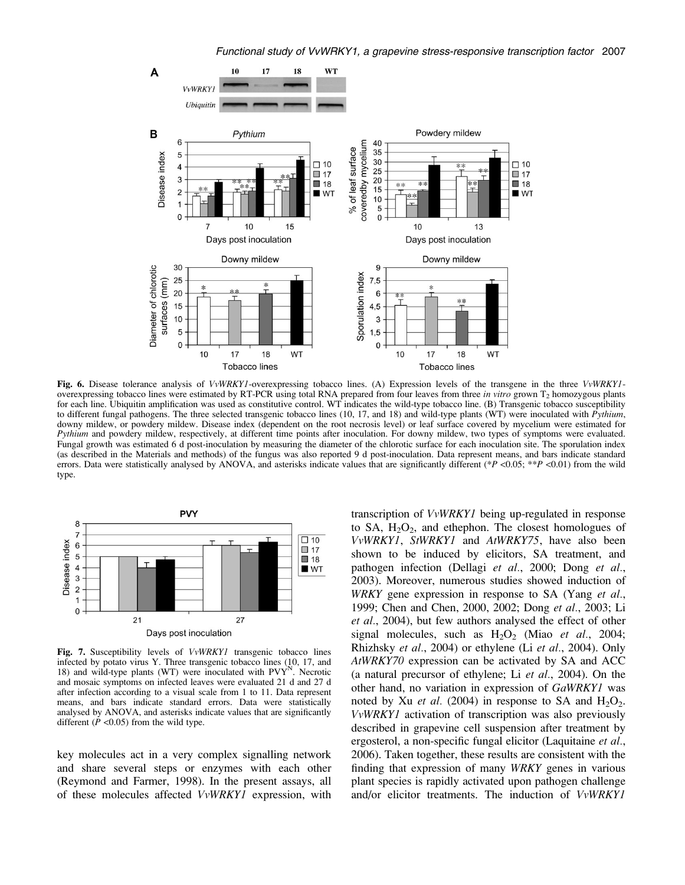**Fig. 6.** Disease tolerance analysis of *VvWRKY1*-overexpressing tobacco lines. (A) Expression levels of the transgene in the three *VvWRKY1*-overexpressing tobacco lines were estimated by RT-PCR using total RNA prepared from four leaves from three *in vitro* grown $T_2$ homozygous plants for each line. Ubiquitin amplification was used as constitutive control. WT indicates the wild-type tobacco line. (B) Transgenic tobacco susceptibility to different fungal pathogens. The three selected transgenic tobacco lines (10, 17, and 18) and wild-type plants (WT) were inoculated with *Pythium*, downy mildew, or powdery mildew. Disease index (dependent on the root necrosis level) or leaf surface covered by mycelium were estimated for *Pythium* and powdery mildew, respectively, at different time points after inoculation. For downy mildew, two types of symptoms were evaluated. Fungal growth was estimated 6 d post-inoculation by measuring the diameter of the chlorotic surface for each inoculation site. The sporulation index (as described in the Materials and methods) of the fungus was also reported 9 d post-inoculation. Data represent means, and bars indicate standard errors. Data were statistically analysed by ANOVA, and asterisks indicate values that are significantly different (\*$P$ <0.05; \*\*$P$ <0.01) from the wild type.

**Fig. 7.** Susceptibility levels of *VvWRKY1* transgenic tobacco lines infected by potato virus Y. Three transgenic tobacco lines (10, 17, and 18) and wild-type plants (WT) were inoculated with $PVY^N$. Necrotic and mosaic symptoms on infected leaves were evaluated 21 d and 27 d after infection according to a visual scale from 1 to 11. Data represent means, and bars indicate standard errors. Data were statistically analysed by ANOVA, and asterisks indicate values that are significantly different ($P$ <0.05) from the wild type.

key molecules act in a very complex signalling network and share several steps or enzymes with each other (Reymond and Farmer, 1998). In the present assays, all of these molecules affected *VvWRKY1* expression, with transcription of *VvWRKY1* being up-regulated in response to SA, $H_2O_2$, and ethephon. The closest homologues of *VvWRKY1*, *StWRKY1* and *AtWRKY75*, have also been shown to be induced by elicitors, SA treatment, and pathogen infection (Dellagi *et al*., 2000; Dong *et al*., 2003). Moreover, numerous studies showed induction of *WRKY* gene expression in response to SA (Yang *et al*., 1999; Chen and Chen, 2000, 2002; Dong *et al*., 2003; Li *et al*., 2004), but few authors analysed the effect of other signal molecules, such as $H_2O_2$ (Miao *et al*., 2004; Rhizhsky *et al*., 2004) or ethylene (Li *et al*., 2004). Only *AtWRKY70* expression can be activated by SA and ACC (a natural precursor of ethylene; Li *et al*., 2004). On the other hand, no variation in expression of *GaWRKY1* was noted by Xu *et al*. (2004) in response to SA and $H_2O_2$. *VvWRKY1* activation of transcription was also previously described in grapevine cell suspension after treatment by ergosterol, a non-specific fungal elicitor (Laquitaine *et al*., 2006). Taken together, these results are consistent with the finding that expression of many *WRKY* genes in various plant species is rapidly activated upon pathogen challenge and/or elicitor treatments. The induction of *VvWRKY1*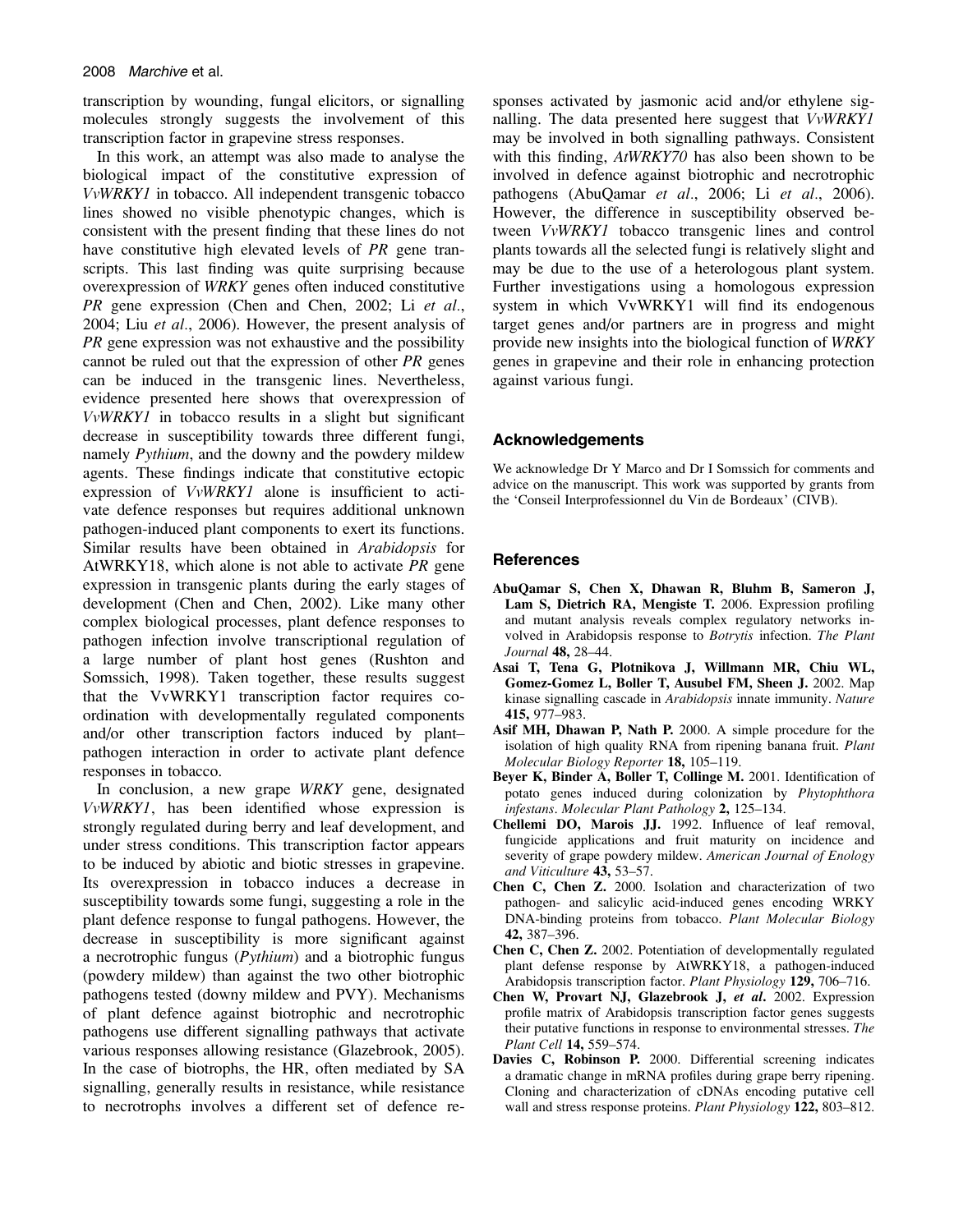transcription by wounding, fungal elicitors, or signalling molecules strongly suggests the involvement of this transcription factor in grapevine stress responses.

In this work, an attempt was also made to analyse the biological impact of the constitutive expression of *VvWRKY1* in tobacco. All independent transgenic tobacco lines showed no visible phenotypic changes, which is consistent with the present finding that these lines do not have constitutive high elevated levels of *PR* gene transcripts. This last finding was quite surprising because overexpression of *WRKY* genes often induced constitutive *PR* gene expression (Chen and Chen, 2002; Li *et al*., 2004; Liu *et al*., 2006). However, the present analysis of *PR* gene expression was not exhaustive and the possibility cannot be ruled out that the expression of other *PR* genes can be induced in the transgenic lines. Nevertheless, evidence presented here shows that overexpression of *VvWRKY1* in tobacco results in a slight but significant decrease in susceptibility towards three different fungi, namely *Pythium*, and the downy and the powdery mildew agents. These findings indicate that constitutive ectopic expression of *VvWRKY1* alone is insufficient to activate defence responses but requires additional unknown pathogen-induced plant components to exert its functions. Similar results have been obtained in *Arabidopsis* for AtWRKY18, which alone is not able to activate *PR* gene expression in transgenic plants during the early stages of development (Chen and Chen, 2002). Like many other complex biological processes, plant defence responses to pathogen infection involve transcriptional regulation of a large number of plant host genes (Rushton and Somssich, 1998). Taken together, these results suggest that the VvWRKY1 transcription factor requires coordination with developmentally regulated components and/or other transcription factors induced by plant–pathogen interaction in order to activate plant defence responses in tobacco.

In conclusion, a new grape *WRKY* gene, designated *VvWRKY1*, has been identified whose expression is strongly regulated during berry and leaf development, and under stress conditions. This transcription factor appears to be induced by abiotic and biotic stresses in grapevine. Its overexpression in tobacco induces a decrease in susceptibility towards some fungi, suggesting a role in the plant defence response to fungal pathogens. However, the decrease in susceptibility is more significant against a necrotrophic fungus (*Pythium*) and a biotrophic fungus (powdery mildew) than against the two other biotrophic pathogens tested (downy mildew and PVY). Mechanisms of plant defence against biotrophic and necrotrophic pathogens use different signalling pathways that activate various responses allowing resistance (Glazebrook, 2005). In the case of biotrophs, the HR, often mediated by SA signalling, generally results in resistance, while resistance to necrotrophs involves a different set of defence responses activated by jasmonic acid and/or ethylene signalling. The data presented here suggest that *VvWRKY1* may be involved in both signalling pathways. Consistent with this finding, *AtWRKY70* has also been shown to be involved in defence against biotrophic and necrotrophic pathogens (AbuQamar *et al*., 2006; Li *et al*., 2006). However, the difference in susceptibility observed between *VvWRKY1* tobacco transgenic lines and control plants towards all the selected fungi is relatively slight and may be due to the use of a heterologous plant system. Further investigations using a homologous expression system in which VvWRKY1 will find its endogenous target genes and/or partners are in progress and might provide new insights into the biological function of *WRKY* genes in grapevine and their role in enhancing protection against various fungi.

## Acknowledgements

We acknowledge Dr Y Marco and Dr I Somssich for comments and advice on the manuscript. This work was supported by grants from the 'Conseil Interprofessionnel du Vin de Bordeaux' (CIVB).

## References

**AbuQamar S, Chen X, Dhawan R, Bluhm B, Sameron J, Lam S, Dietrich RA, Mengiste T.** 2006. Expression profiling and mutant analysis reveals complex regulatory networks involved in Arabidopsis response to *Botrytis* infection. *The Plant Journal* **48,** 28–44.

**Asai T, Tena G, Plotnikova J, Willmann MR, Chiu WL, Gomez-Gomez L, Boller T, Ausubel FM, Sheen J.** 2002. Map kinase signalling cascade in *Arabidopsis* innate immunity. *Nature* **415,** 977–983.

**Asif MH, Dhawan P, Nath P.** 2000. A simple procedure for the isolation of high quality RNA from ripening banana fruit. *Plant Molecular Biology Reporter* **18,** 105–119.

**Beyer K, Binder A, Boller T, Collinge M.** 2001. Identification of potato genes induced during colonization by *Phytophthora infestans*. *Molecular Plant Pathology* **2,** 125–134.

**Chellemi DO, Marois JJ.** 1992. Influence of leaf removal, fungicide applications and fruit maturity on incidence and severity of grape powdery mildew. *American Journal of Enology and Viticulture* **43,** 53–57.

**Chen C, Chen Z.** 2000. Isolation and characterization of two pathogen- and salicylic acid-induced genes encoding WRKY DNA-binding proteins from tobacco. *Plant Molecular Biology* **42,** 387–396.

**Chen C, Chen Z.** 2002. Potentiation of developmentally regulated plant defense response by AtWRKY18, a pathogen-induced Arabidopsis transcription factor. *Plant Physiology* **129,** 706–716.

**Chen W, Provart NJ, Glazebrook J, *et al*.** 2002. Expression profile matrix of Arabidopsis transcription factor genes suggests their putative functions in response to environmental stresses. *The Plant Cell* **14,** 559–574.

**Davies C, Robinson P.** 2000. Differential screening indicates a dramatic change in mRNA profiles during grape berry ripening. Cloning and characterization of cDNAs encoding putative cell wall and stress response proteins. *Plant Physiology* **122,** 803–812.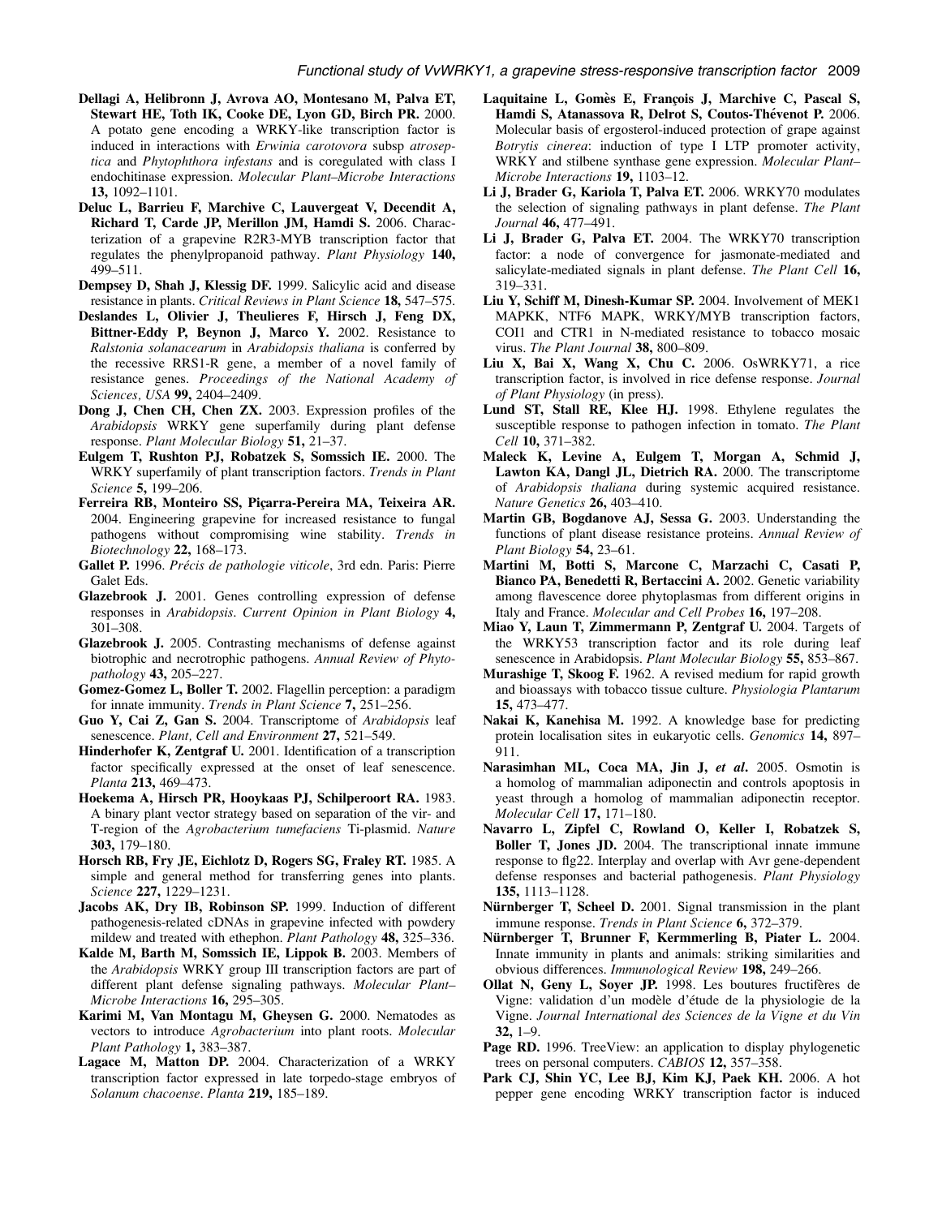**Dellagi A, Helibronn J, Avrova AO, Montesano M, Palva ET, Stewart HE, Toth IK, Cooke DE, Lyon GD, Birch PR.** 2000. A potato gene encoding a WRKY-like transcription factor is induced in interactions with *Erwinia carotovora* subsp *atroseptica* and *Phytophthora infestans* and is coregulated with class I endochitinase expression. *Molecular Plant–Microbe Interactions* **13,** 1092–1101.

**Deluc L, Barrieu F, Marchive C, Lauvergeat V, Decendit A, Richard T, Carde JP, Merillon JM, Hamdi S.** 2006. Characterization of a grapevine R2R3-MYB transcription factor that regulates the phenylpropanoid pathway. *Plant Physiology* **140,** 499–511.

**Dempsey D, Shah J, Klessig DF.** 1999. Salicylic acid and disease resistance in plants. *Critical Reviews in Plant Science* **18,** 547–575.

**Deslandes L, Olivier J, Theulieres F, Hirsch J, Feng DX, Bittner-Eddy P, Beynon J, Marco Y.** 2002. Resistance to *Ralstonia solanacearum* in *Arabidopsis thaliana* is conferred by the recessive RRS1-R gene, a member of a novel family of resistance genes. *Proceedings of the National Academy of Sciences, USA* **99,** 2404–2409.

**Dong J, Chen CH, Chen ZX.** 2003. Expression profiles of the *Arabidopsis* WRKY gene superfamily during plant defense response. *Plant Molecular Biology* **51,** 21–37.

**Eulgem T, Rushton PJ, Robatzek S, Somssich IE.** 2000. The WRKY superfamily of plant transcription factors. *Trends in Plant Science* **5,** 199–206.

**Ferreira RB, Monteiro SS, Piçarra-Pereira MA, Teixeira AR.** 2004. Engineering grapevine for increased resistance to fungal pathogens without compromising wine stability. *Trends in Biotechnology* **22,** 168–173.

**Gallet P.** 1996. *Précis de pathologie viticole*, 3rd edn. Paris: Pierre Galet Eds.

**Glazebrook J.** 2001. Genes controlling expression of defense responses in *Arabidopsis*. *Current Opinion in Plant Biology* **4,** 301–308.

**Glazebrook J.** 2005. Contrasting mechanisms of defense against biotrophic and necrotrophic pathogens. *Annual Review of Phytopathology* **43,** 205–227.

**Gomez-Gomez L, Boller T.** 2002. Flagellin perception: a paradigm for innate immunity. *Trends in Plant Science* **7,** 251–256.

**Guo Y, Cai Z, Gan S.** 2004. Transcriptome of *Arabidopsis* leaf senescence. *Plant, Cell and Environment* **27,** 521–549.

**Hinderhofer K, Zentgraf U.** 2001. Identification of a transcription factor specifically expressed at the onset of leaf senescence. *Planta* **213,** 469–473.

**Hoekema A, Hirsch PR, Hooykaas PJ, Schilperoort RA.** 1983. A binary plant vector strategy based on separation of the vir- and T-region of the *Agrobacterium tumefaciens* Ti-plasmid. *Nature* **303,** 179–180.

**Horsch RB, Fry JE, Eichlotz D, Rogers SG, Fraley RT.** 1985. A simple and general method for transferring genes into plants. *Science* **227,** 1229–1231.

**Jacobs AK, Dry IB, Robinson SP.** 1999. Induction of different pathogenesis-related cDNAs in grapevine infected with powdery mildew and treated with ethephon. *Plant Pathology* **48,** 325–336.

**Kalde M, Barth M, Somssich IE, Lippok B.** 2003. Members of the *Arabidopsis* WRKY group III transcription factors are part of different plant defense signaling pathways. *Molecular Plant–Microbe Interactions* **16,** 295–305.

**Karimi M, Van Montagu M, Gheysen G.** 2000. Nematodes as vectors to introduce *Agrobacterium* into plant roots. *Molecular Plant Pathology* **1,** 383–387.

**Lagace M, Matton DP.** 2004. Characterization of a WRKY transcription factor expressed in late torpedo-stage embryos of *Solanum chacoense*. *Planta* **219,** 185–189.

**Laquitaine L, Gomès E, François J, Marchive C, Pascal S, Hamdi S, Atanassova R, Delrot S, Coutos-Thévenot P.** 2006. Molecular basis of ergosterol-induced protection of grape against *Botrytis cinerea*: induction of type I LTP promoter activity, WRKY and stilbene synthase gene expression. *Molecular Plant–Microbe Interactions* **19,** 1103–12.

**Li J, Brader G, Kariola T, Palva ET.** 2006. WRKY70 modulates the selection of signaling pathways in plant defense. *The Plant Journal* **46,** 477–491.

**Li J, Brader G, Palva ET.** 2004. The WRKY70 transcription factor: a node of convergence for jasmonate-mediated and salicylate-mediated signals in plant defense. *The Plant Cell* **16,** 319–331.

**Liu Y, Schiff M, Dinesh-Kumar SP.** 2004. Involvement of MEK1 MAPKK, NTF6 MAPK, WRKY/MYB transcription factors, COI1 and CTR1 in N-mediated resistance to tobacco mosaic virus. *The Plant Journal* **38,** 800–809.

**Liu X, Bai X, Wang X, Chu C.** 2006. OsWRKY71, a rice transcription factor, is involved in rice defense response. *Journal of Plant Physiology* (in press).

**Lund ST, Stall RE, Klee HJ.** 1998. Ethylene regulates the susceptible response to pathogen infection in tomato. *The Plant Cell* **10,** 371–382.

**Maleck K, Levine A, Eulgem T, Morgan A, Schmid J, Lawton KA, Dangl JL, Dietrich RA.** 2000. The transcriptome of *Arabidopsis thaliana* during systemic acquired resistance. *Nature Genetics* **26,** 403–410.

**Martin GB, Bogdanove AJ, Sessa G.** 2003. Understanding the functions of plant disease resistance proteins. *Annual Review of Plant Biology* **54,** 23–61.

**Martini M, Botti S, Marcone C, Marzachi C, Casati P, Bianco PA, Benedetti R, Bertaccini A.** 2002. Genetic variability among flavescence doree phytoplasmas from different origins in Italy and France. *Molecular and Cell Probes* **16,** 197–208.

**Miao Y, Laun T, Zimmermann P, Zentgraf U.** 2004. Targets of the WRKY53 transcription factor and its role during leaf senescence in Arabidopsis. *Plant Molecular Biology* **55,** 853–867.

**Murashige T, Skoog F.** 1962. A revised medium for rapid growth and bioassays with tobacco tissue culture. *Physiologia Plantarum* **15,** 473–477.

**Nakai K, Kanehisa M.** 1992. A knowledge base for predicting protein localisation sites in eukaryotic cells. *Genomics* **14,** 897–911.

**Narasimhan ML, Coca MA, Jin J, *et al*.** 2005. Osmotin is a homolog of mammalian adiponectin and controls apoptosis in yeast through a homolog of mammalian adiponectin receptor. *Molecular Cell* **17,** 171–180.

**Navarro L, Zipfel C, Rowland O, Keller I, Robatzek S, Boller T, Jones JD.** 2004. The transcriptional innate immune response to flg22. Interplay and overlap with Avr gene-dependent defense responses and bacterial pathogenesis. *Plant Physiology* **135,** 1113–1128.

**Nürnberger T, Scheel D.** 2001. Signal transmission in the plant immune response. *Trends in Plant Science* **6,** 372–379.

**Nürnberger T, Brunner F, Kermmerling B, Piater L.** 2004. Innate immunity in plants and animals: striking similarities and obvious differences. *Immunological Review* **198,** 249–266.

**Ollat N, Geny L, Soyer JP.** 1998. Les boutures fructifères de Vigne: validation d'un modèle d'étude de la physiologie de la Vigne. *Journal International des Sciences de la Vigne et du Vin* **32,** 1–9.

**Page RD.** 1996. TreeView: an application to display phylogenetic trees on personal computers. *CABIOS* **12,** 357–358.

**Park CJ, Shin YC, Lee BJ, Kim KJ, Paek KH.** 2006. A hot pepper gene encoding WRKY transcription factor is induced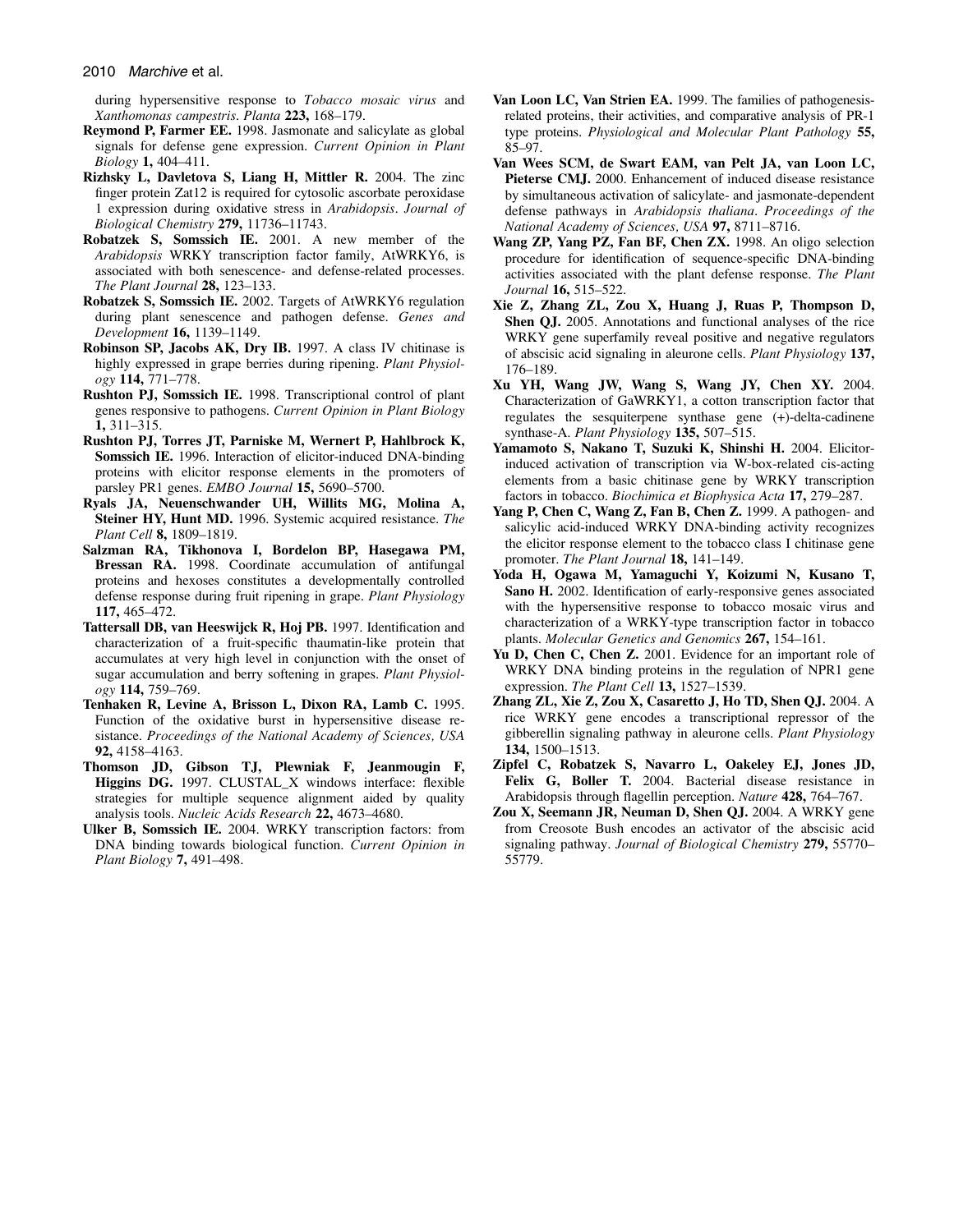during hypersensitive response to *Tobacco mosaic virus* and *Xanthomonas campestris*. *Planta* **223,** 168–179.

**Reymond P, Farmer EE.** 1998. Jasmonate and salicylate as global signals for defense gene expression. *Current Opinion in Plant Biology* **1,** 404–411.

**Rizhsky L, Davletova S, Liang H, Mittler R.** 2004. The zinc finger protein Zat12 is required for cytosolic ascorbate peroxidase 1 expression during oxidative stress in *Arabidopsis*. *Journal of Biological Chemistry* **279,** 11736–11743.

**Robatzek S, Somssich IE.** 2001. A new member of the *Arabidopsis* WRKY transcription factor family, AtWRKY6, is associated with both senescence- and defense-related processes. *The Plant Journal* **28,** 123–133.

**Robatzek S, Somssich IE.** 2002. Targets of AtWRKY6 regulation during plant senescence and pathogen defense. *Genes and Development* **16,** 1139–1149.

**Robinson SP, Jacobs AK, Dry IB.** 1997. A class IV chitinase is highly expressed in grape berries during ripening. *Plant Physiology* **114,** 771–778.

**Rushton PJ, Somssich IE.** 1998. Transcriptional control of plant genes responsive to pathogens. *Current Opinion in Plant Biology* **1,** 311–315.

**Rushton PJ, Torres JT, Parniske M, Wernert P, Hahlbrock K, Somssich IE.** 1996. Interaction of elicitor-induced DNA-binding proteins with elicitor response elements in the promoters of parsley PR1 genes. *EMBO Journal* **15,** 5690–5700.

**Ryals JA, Neuenschwander UH, Willits MG, Molina A, Steiner HY, Hunt MD.** 1996. Systemic acquired resistance. *The Plant Cell* **8,** 1809–1819.

**Salzman RA, Tikhonova I, Bordelon BP, Hasegawa PM, Bressan RA.** 1998. Coordinate accumulation of antifungal proteins and hexoses constitutes a developmentally controlled defense response during fruit ripening in grape. *Plant Physiology* **117,** 465–472.

**Tattersall DB, van Heeswijck R, Hoj PB.** 1997. Identification and characterization of a fruit-specific thaumatin-like protein that accumulates at very high level in conjunction with the onset of sugar accumulation and berry softening in grapes. *Plant Physiology* **114,** 759–769.

**Tenhaken R, Levine A, Brisson L, Dixon RA, Lamb C.** 1995. Function of the oxidative burst in hypersensitive disease resistance. *Proceedings of the National Academy of Sciences, USA* **92,** 4158–4163.

**Thomson JD, Gibson TJ, Plewniak F, Jeanmougin F, Higgins DG.** 1997. CLUSTAL_X windows interface: flexible strategies for multiple sequence alignment aided by quality analysis tools. *Nucleic Acids Research* **22,** 4673–4680.

**Ulker B, Somssich IE.** 2004. WRKY transcription factors: from DNA binding towards biological function. *Current Opinion in Plant Biology* **7,** 491–498.

**Van Loon LC, Van Strien EA.** 1999. The families of pathogenesis-related proteins, their activities, and comparative analysis of PR-1 type proteins. *Physiological and Molecular Plant Pathology* **55,** 85–97.

**Van Wees SCM, de Swart EAM, van Pelt JA, van Loon LC, Pieterse CMJ.** 2000. Enhancement of induced disease resistance by simultaneous activation of salicylate- and jasmonate-dependent defense pathways in *Arabidopsis thaliana*. *Proceedings of the National Academy of Sciences, USA* **97,** 8711–8716.

**Wang ZP, Yang PZ, Fan BF, Chen ZX.** 1998. An oligo selection procedure for identification of sequence-specific DNA-binding activities associated with the plant defense response. *The Plant Journal* **16,** 515–522.

**Xie Z, Zhang ZL, Zou X, Huang J, Ruas P, Thompson D, Shen QJ.** 2005. Annotations and functional analyses of the rice WRKY gene superfamily reveal positive and negative regulators of abscisic acid signaling in aleurone cells. *Plant Physiology* **137,** 176–189.

**Xu YH, Wang JW, Wang S, Wang JY, Chen XY.** 2004. Characterization of GaWRKY1, a cotton transcription factor that regulates the sesquiterpene synthase gene (+)-delta-cadinene synthase-A. *Plant Physiology* **135,** 507–515.

**Yamamoto S, Nakano T, Suzuki K, Shinshi H.** 2004. Elicitor-induced activation of transcription via W-box-related cis-acting elements from a basic chitinase gene by WRKY transcription factors in tobacco. *Biochimica et Biophysica Acta* **17,** 279–287.

**Yang P, Chen C, Wang Z, Fan B, Chen Z.** 1999. A pathogen- and salicylic acid-induced WRKY DNA-binding activity recognizes the elicitor response element to the tobacco class I chitinase gene promoter. *The Plant Journal* **18,** 141–149.

**Yoda H, Ogawa M, Yamaguchi Y, Koizumi N, Kusano T, Sano H.** 2002. Identification of early-responsive genes associated with the hypersensitive response to tobacco mosaic virus and characterization of a WRKY-type transcription factor in tobacco plants. *Molecular Genetics and Genomics* **267,** 154–161.

**Yu D, Chen C, Chen Z.** 2001. Evidence for an important role of WRKY DNA binding proteins in the regulation of NPR1 gene expression. *The Plant Cell* **13,** 1527–1539.

**Zhang ZL, Xie Z, Zou X, Casaretto J, Ho TD, Shen QJ.** 2004. A rice WRKY gene encodes a transcriptional repressor of the gibberellin signaling pathway in aleurone cells. *Plant Physiology* **134,** 1500–1513.

**Zipfel C, Robatzek S, Navarro L, Oakeley EJ, Jones JD, Felix G, Boller T.** 2004. Bacterial disease resistance in Arabidopsis through flagellin perception. *Nature* **428,** 764–767.

**Zou X, Seemann JR, Neuman D, Shen QJ.** 2004. A WRKY gene from Creosote Bush encodes an activator of the abscisic acid signaling pathway. *Journal of Biological Chemistry* **279,** 55770–55779.